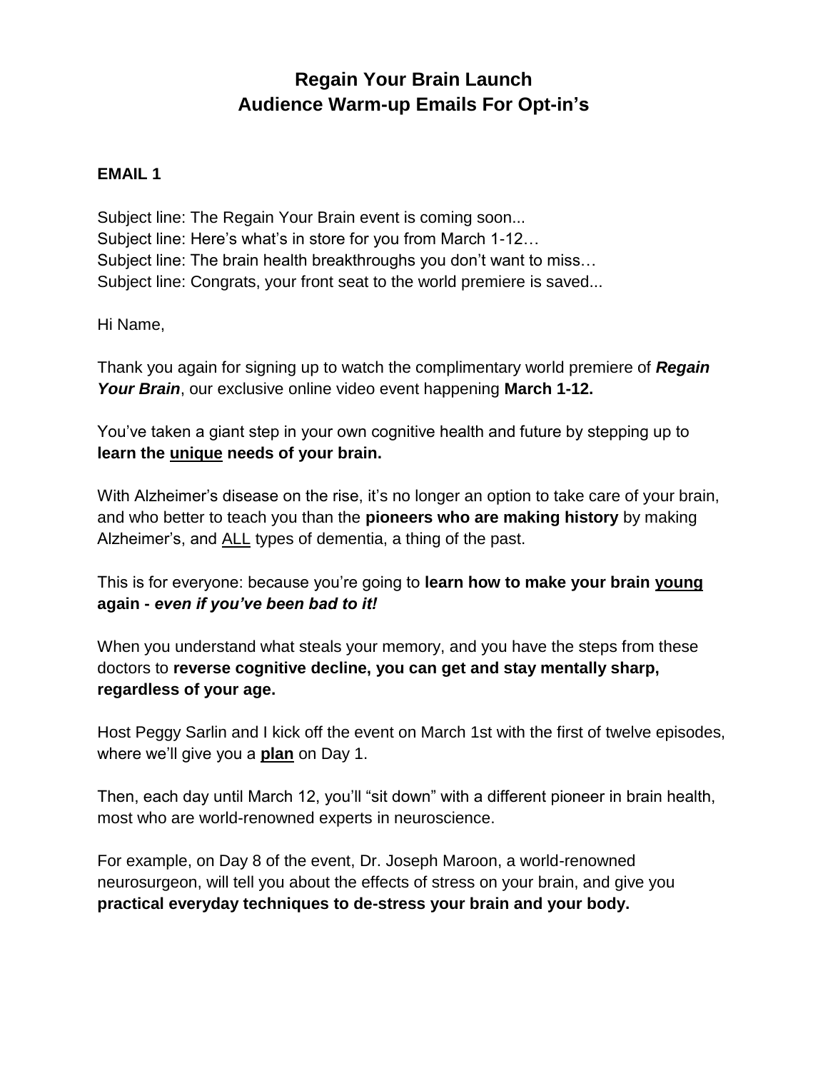# Regain Your Brain Launch
# Audience Warm-up Emails For Opt-in's

**EMAIL 1**

Subject line: The Regain Your Brain event is coming soon...
Subject line: Here's what's in store for you from March 1-12…
Subject line: The brain health breakthroughs you don't want to miss…
Subject line: Congrats, your front seat to the world premiere is saved...

Hi Name,

Thank you again for signing up to watch the complimentary world premiere of ***Regain Your Brain***, our exclusive online video event happening **March 1-12.**

You've taken a giant step in your own cognitive health and future by stepping up to **learn the <u>unique</u> needs of your brain.**

With Alzheimer's disease on the rise, it's no longer an option to take care of your brain, and who better to teach you than the **pioneers who are making history** by making Alzheimer's, and <u>ALL</u> types of dementia, a thing of the past.

This is for everyone: because you're going to **learn how to make your brain <u>young</u> again -** ***even if you've been bad to it!***

When you understand what steals your memory, and you have the steps from these doctors to **reverse cognitive decline, you can get and stay mentally sharp, regardless of your age.**

Host Peggy Sarlin and I kick off the event on March 1st with the first of twelve episodes, where we'll give you a **<u>plan</u>** on Day 1.

Then, each day until March 12, you'll "sit down" with a different pioneer in brain health, most who are world-renowned experts in neuroscience.

For example, on Day 8 of the event, Dr. Joseph Maroon, a world-renowned neurosurgeon, will tell you about the effects of stress on your brain, and give you **practical everyday techniques to de-stress your brain and your body.**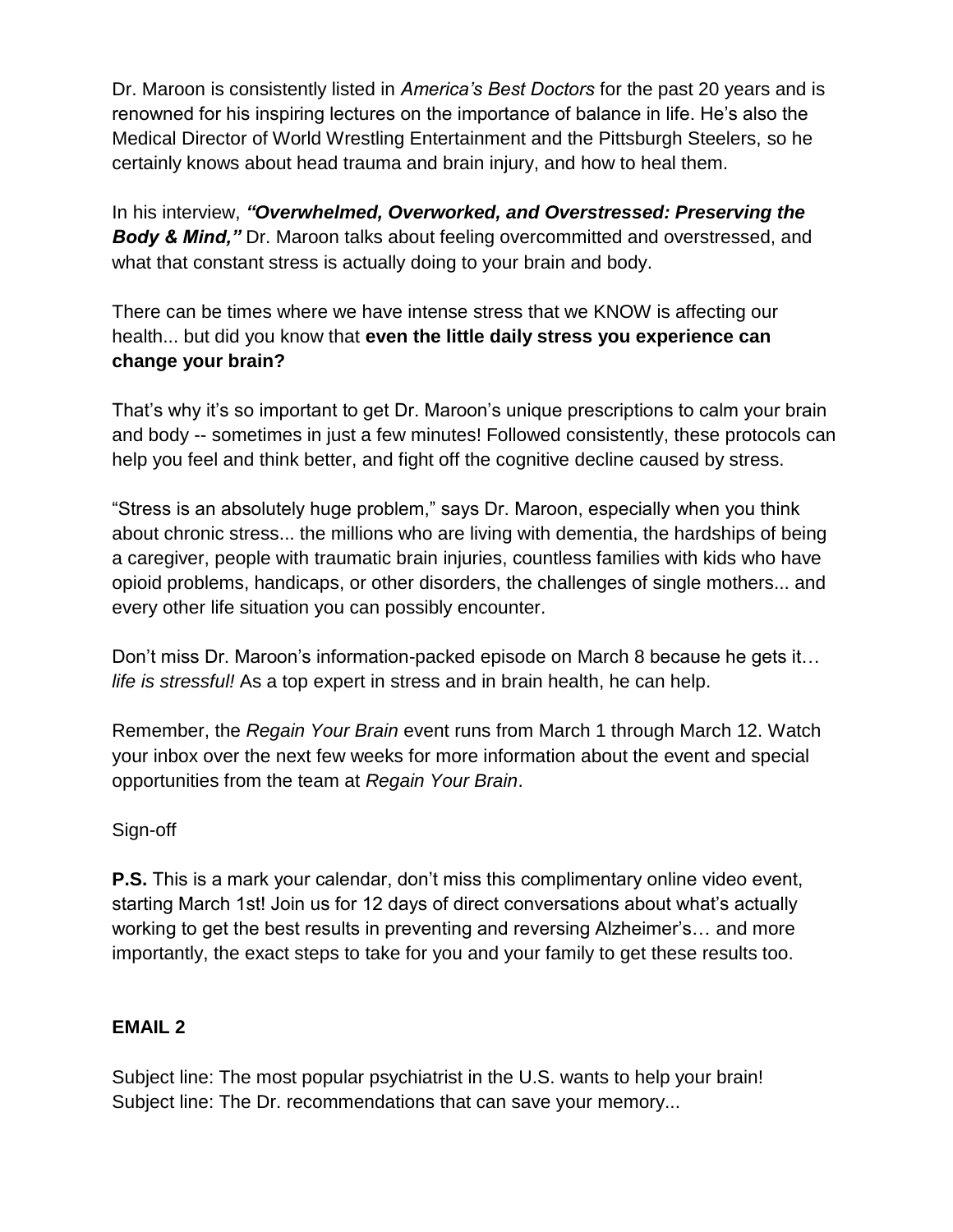Dr. Maroon is consistently listed in *America's Best Doctors* for the past 20 years and is renowned for his inspiring lectures on the importance of balance in life. He's also the Medical Director of World Wrestling Entertainment and the Pittsburgh Steelers, so he certainly knows about head trauma and brain injury, and how to heal them.

In his interview, ***"Overwhelmed, Overworked, and Overstressed: Preserving the Body & Mind,"*** Dr. Maroon talks about feeling overcommitted and overstressed, and what that constant stress is actually doing to your brain and body.

There can be times where we have intense stress that we KNOW is affecting our health... but did you know that **even the little daily stress you experience can change your brain?**

That's why it's so important to get Dr. Maroon's unique prescriptions to calm your brain and body -- sometimes in just a few minutes! Followed consistently, these protocols can help you feel and think better, and fight off the cognitive decline caused by stress.

"Stress is an absolutely huge problem," says Dr. Maroon, especially when you think about chronic stress... the millions who are living with dementia, the hardships of being a caregiver, people with traumatic brain injuries, countless families with kids who have opioid problems, handicaps, or other disorders, the challenges of single mothers... and every other life situation you can possibly encounter.

Don't miss Dr. Maroon's information-packed episode on March 8 because he gets it… *life is stressful!* As a top expert in stress and in brain health, he can help.

Remember, the *Regain Your Brain* event runs from March 1 through March 12. Watch your inbox over the next few weeks for more information about the event and special opportunities from the team at *Regain Your Brain*.

Sign-off

**P.S.** This is a mark your calendar, don't miss this complimentary online video event, starting March 1st! Join us for 12 days of direct conversations about what's actually working to get the best results in preventing and reversing Alzheimer's… and more importantly, the exact steps to take for you and your family to get these results too.

## EMAIL 2

Subject line: The most popular psychiatrist in the U.S. wants to help your brain!
Subject line: The Dr. recommendations that can save your memory...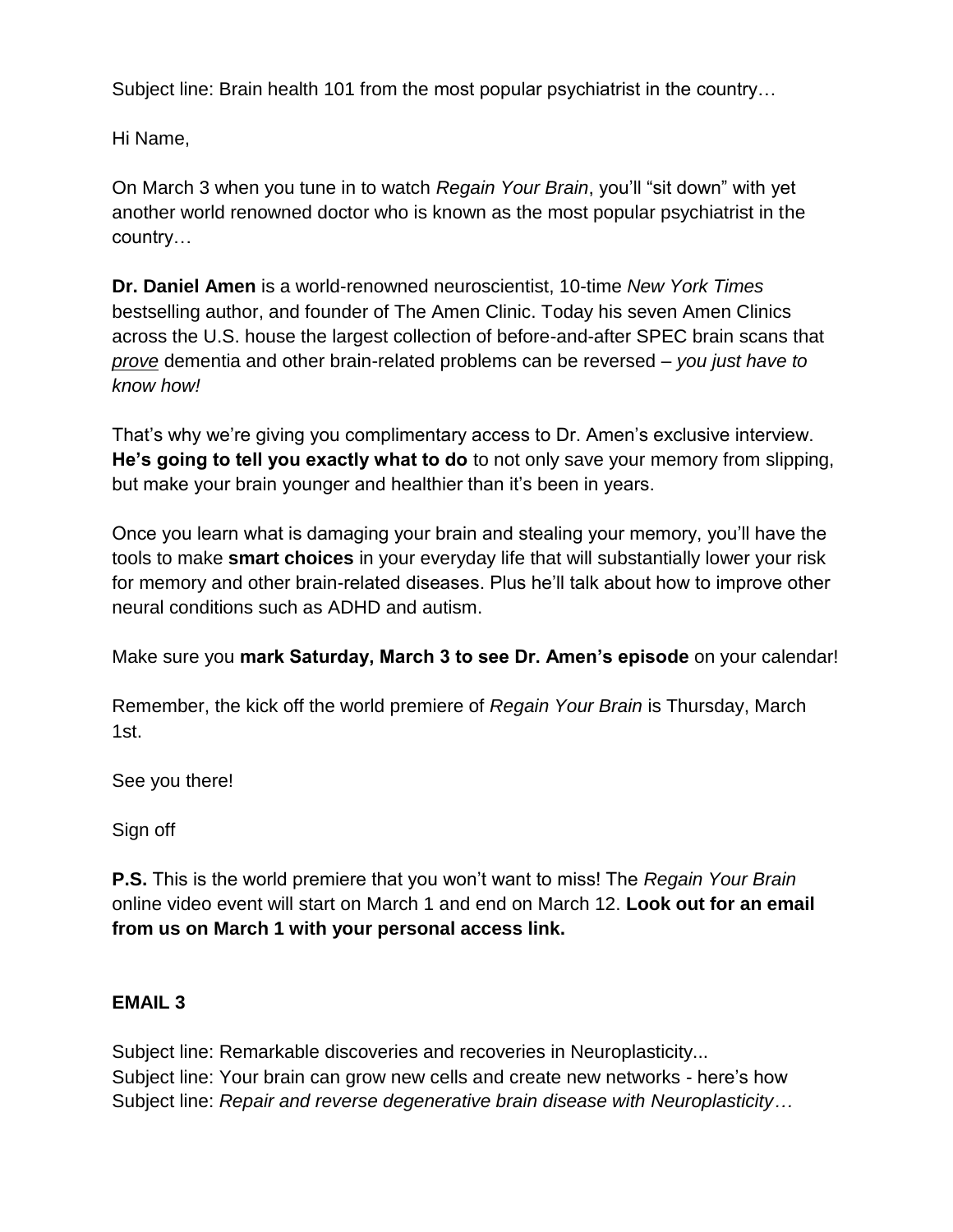Subject line: Brain health 101 from the most popular psychiatrist in the country…

Hi Name,

On March 3 when you tune in to watch *Regain Your Brain*, you'll "sit down" with yet another world renowned doctor who is known as the most popular psychiatrist in the country…

**Dr. Daniel Amen** is a world-renowned neuroscientist, 10-time *New York Times* bestselling author, and founder of The Amen Clinic. Today his seven Amen Clinics across the U.S. house the largest collection of before-and-after SPEC brain scans that *prove* dementia and other brain-related problems can be reversed – *you just have to know how!*

That's why we're giving you complimentary access to Dr. Amen's exclusive interview. **He's going to tell you exactly what to do** to not only save your memory from slipping, but make your brain younger and healthier than it's been in years.

Once you learn what is damaging your brain and stealing your memory, you'll have the tools to make **smart choices** in your everyday life that will substantially lower your risk for memory and other brain-related diseases. Plus he'll talk about how to improve other neural conditions such as ADHD and autism.

Make sure you **mark Saturday, March 3 to see Dr. Amen's episode** on your calendar!

Remember, the kick off the world premiere of *Regain Your Brain* is Thursday, March 1st.

See you there!

Sign off

**P.S.** This is the world premiere that you won't want to miss! The *Regain Your Brain* online video event will start on March 1 and end on March 12. **Look out for an email from us on March 1 with your personal access link.**

**EMAIL 3**

Subject line: Remarkable discoveries and recoveries in Neuroplasticity...
Subject line: Your brain can grow new cells and create new networks - here's how
Subject line: *Repair and reverse degenerative brain disease with Neuroplasticity…*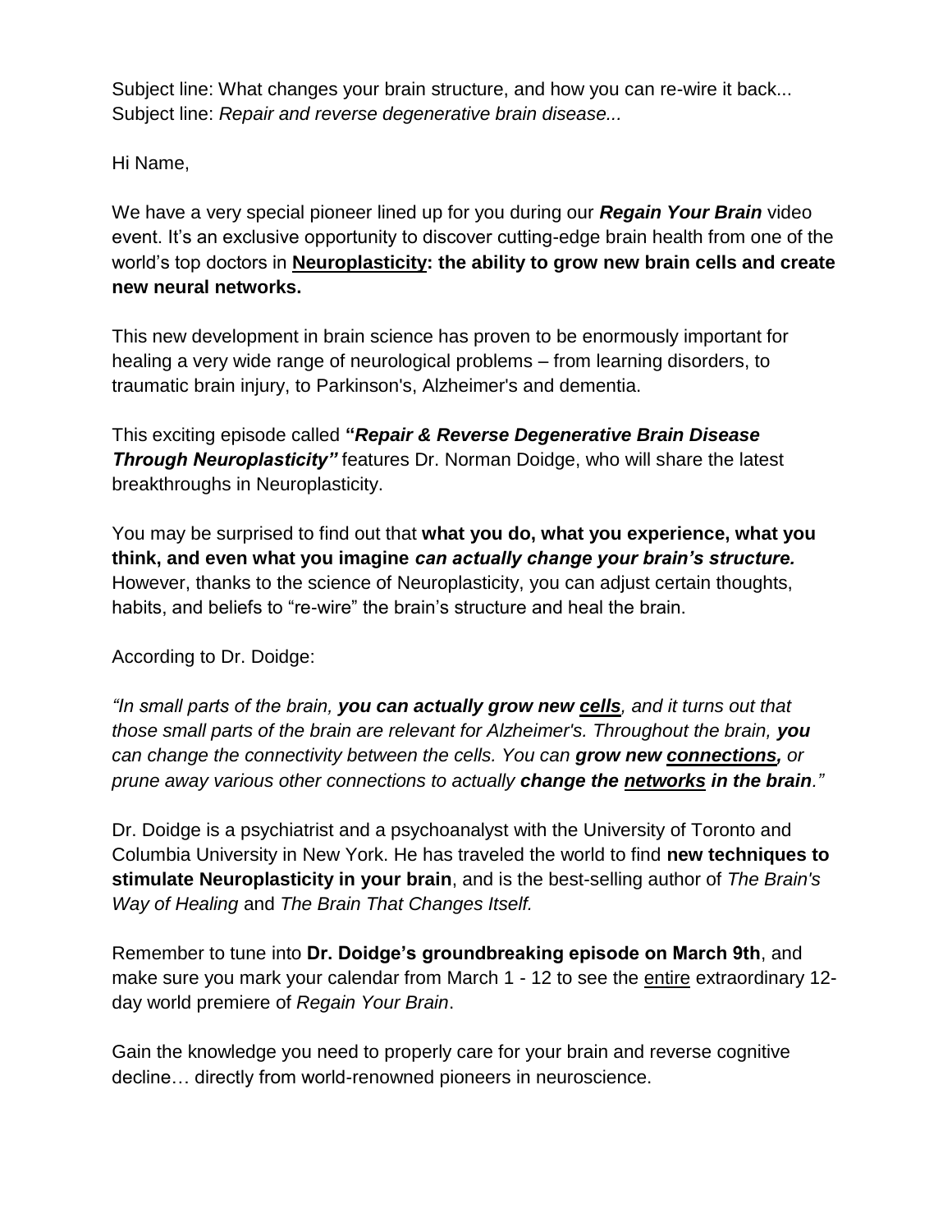Subject line: What changes your brain structure, and how you can re-wire it back...
Subject line: *Repair and reverse degenerative brain disease...*

Hi Name,

We have a very special pioneer lined up for you during our ***Regain Your Brain*** video event. It's an exclusive opportunity to discover cutting-edge brain health from one of the world's top doctors in **Neuroplasticity: the ability to grow new brain cells and create new neural networks.**

This new development in brain science has proven to be enormously important for healing a very wide range of neurological problems – from learning disorders, to traumatic brain injury, to Parkinson's, Alzheimer's and dementia.

This exciting episode called **"*Repair & Reverse Degenerative Brain Disease Through Neuroplasticity"*** features Dr. Norman Doidge, who will share the latest breakthroughs in Neuroplasticity.

You may be surprised to find out that **what you do, what you experience, what you think, and even what you imagine *can actually change your brain's structure.*** However, thanks to the science of Neuroplasticity, you can adjust certain thoughts, habits, and beliefs to "re-wire" the brain's structure and heal the brain.

According to Dr. Doidge:

*"In small parts of the brain, **you can actually grow new cells**, and it turns out that those small parts of the brain are relevant for Alzheimer's. Throughout the brain, **you can change the connectivity between the cells. You can grow new connections,** or prune away various other connections to actually **change the networks in the brain**."*

Dr. Doidge is a psychiatrist and a psychoanalyst with the University of Toronto and Columbia University in New York. He has traveled the world to find **new techniques to stimulate Neuroplasticity in your brain**, and is the best-selling author of *The Brain's Way of Healing* and *The Brain That Changes Itself.*

Remember to tune into **Dr. Doidge's groundbreaking episode on March 9th**, and make sure you mark your calendar from March 1 - 12 to see the entire extraordinary 12-day world premiere of *Regain Your Brain*.

Gain the knowledge you need to properly care for your brain and reverse cognitive decline… directly from world-renowned pioneers in neuroscience.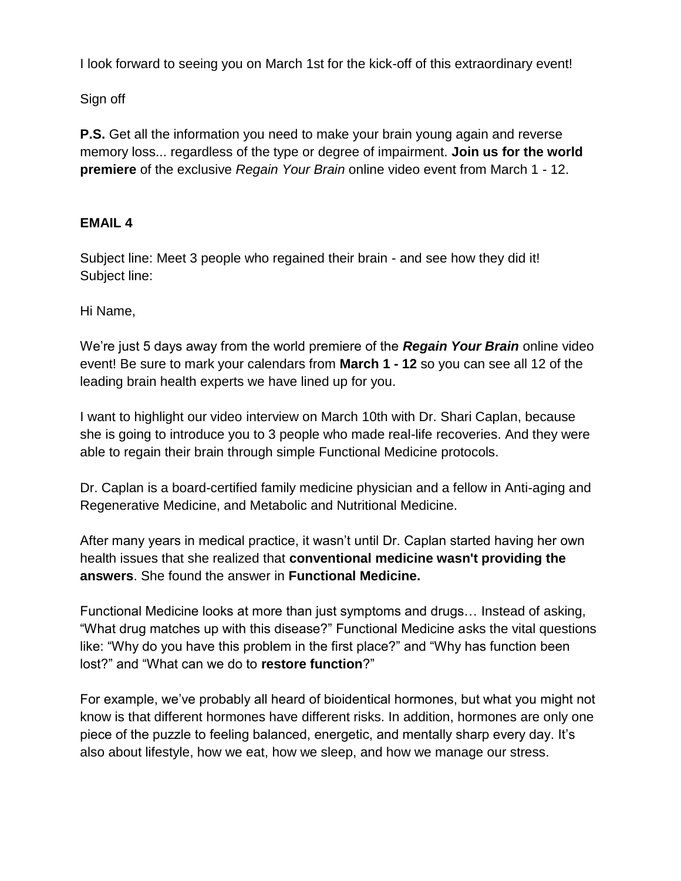I look forward to seeing you on March 1st for the kick-off of this extraordinary event!

Sign off

**P.S.** Get all the information you need to make your brain young again and reverse memory loss... regardless of the type or degree of impairment. **Join us for the world premiere** of the exclusive *Regain Your Brain* online video event from March 1 - 12.

### EMAIL 4

Subject line: Meet 3 people who regained their brain - and see how they did it!
Subject line:

Hi Name,

We're just 5 days away from the world premiere of the ***Regain Your Brain*** online video event! Be sure to mark your calendars from **March 1 - 12** so you can see all 12 of the leading brain health experts we have lined up for you.

I want to highlight our video interview on March 10th with Dr. Shari Caplan, because she is going to introduce you to 3 people who made real-life recoveries. And they were able to regain their brain through simple Functional Medicine protocols.

Dr. Caplan is a board-certified family medicine physician and a fellow in Anti-aging and Regenerative Medicine, and Metabolic and Nutritional Medicine.

After many years in medical practice, it wasn't until Dr. Caplan started having her own health issues that she realized that **conventional medicine wasn't providing the answers**. She found the answer in **Functional Medicine.**

Functional Medicine looks at more than just symptoms and drugs… Instead of asking, "What drug matches up with this disease?" Functional Medicine asks the vital questions like: "Why do you have this problem in the first place?" and "Why has function been lost?" and "What can we do to **restore function**?"

For example, we've probably all heard of bioidentical hormones, but what you might not know is that different hormones have different risks. In addition, hormones are only one piece of the puzzle to feeling balanced, energetic, and mentally sharp every day. It's also about lifestyle, how we eat, how we sleep, and how we manage our stress.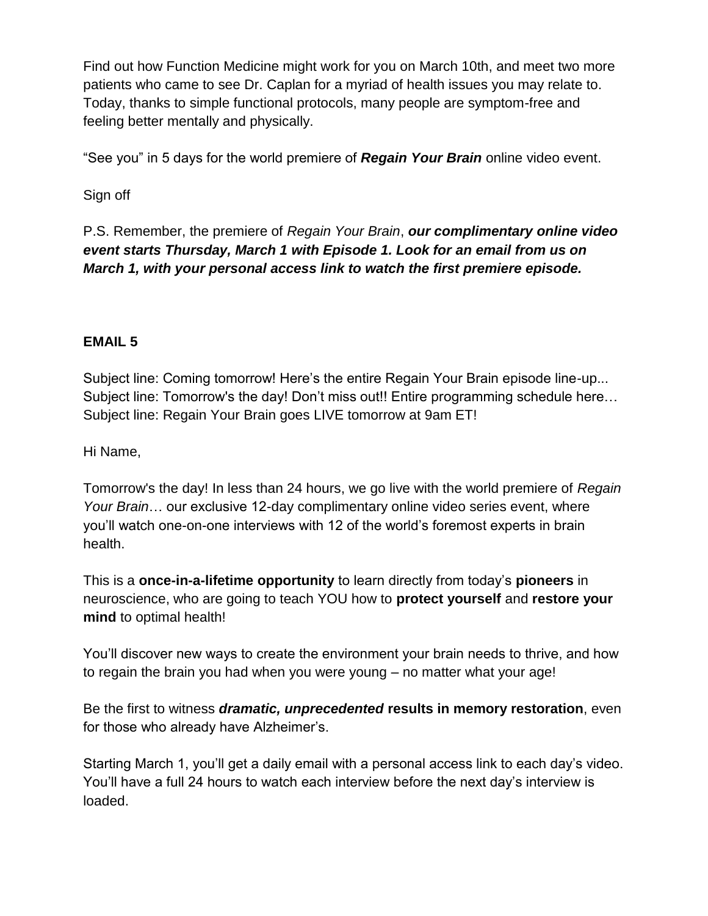Find out how Function Medicine might work for you on March 10th, and meet two more patients who came to see Dr. Caplan for a myriad of health issues you may relate to. Today, thanks to simple functional protocols, many people are symptom-free and feeling better mentally and physically.

"See you" in 5 days for the world premiere of ***Regain Your Brain*** online video event.

Sign off

P.S. Remember, the premiere of *Regain Your Brain*, ***our complimentary online video event starts Thursday, March 1 with Episode 1. Look for an email from us on March 1, with your personal access link to watch the first premiere episode.***

**EMAIL 5**

Subject line: Coming tomorrow! Here's the entire Regain Your Brain episode line-up...
Subject line: Tomorrow's the day! Don't miss out!! Entire programming schedule here…
Subject line: Regain Your Brain goes LIVE tomorrow at 9am ET!

Hi Name,

Tomorrow's the day! In less than 24 hours, we go live with the world premiere of *Regain Your Brain*… our exclusive 12-day complimentary online video series event, where you'll watch one-on-one interviews with 12 of the world's foremost experts in brain health.

This is a **once-in-a-lifetime opportunity** to learn directly from today's **pioneers** in neuroscience, who are going to teach YOU how to **protect yourself** and **restore your mind** to optimal health!

You'll discover new ways to create the environment your brain needs to thrive, and how to regain the brain you had when you were young – no matter what your age!

Be the first to witness ***dramatic, unprecedented*** **results in memory restoration**, even for those who already have Alzheimer's.

Starting March 1, you'll get a daily email with a personal access link to each day's video. You'll have a full 24 hours to watch each interview before the next day's interview is loaded.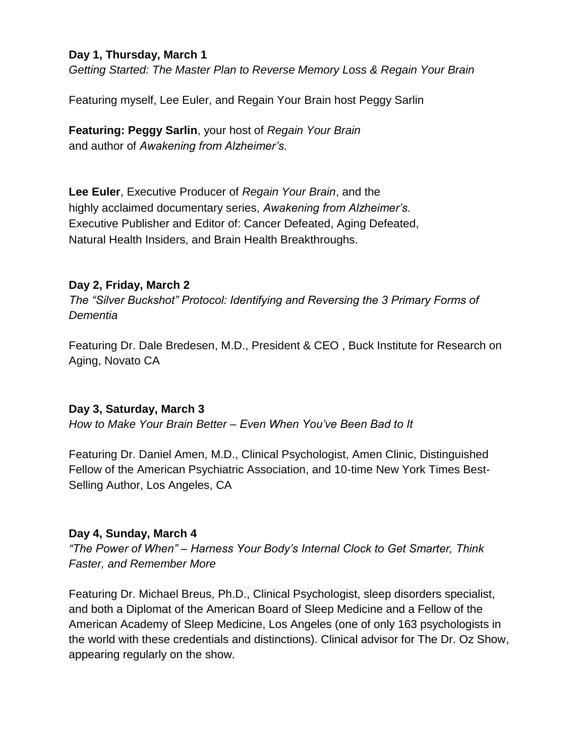**Day 1, Thursday, March 1**
*Getting Started: The Master Plan to Reverse Memory Loss & Regain Your Brain*

Featuring myself, Lee Euler, and Regain Your Brain host Peggy Sarlin

**Featuring: Peggy Sarlin**, your host of *Regain Your Brain*
and author of *Awakening from Alzheimer's.*

**Lee Euler**, Executive Producer of *Regain Your Brain*, and the
highly acclaimed documentary series, *Awakening from Alzheimer's.*
Executive Publisher and Editor of: Cancer Defeated, Aging Defeated,
Natural Health Insiders, and Brain Health Breakthroughs.

**Day 2, Friday, March 2**
*The "Silver Buckshot" Protocol: Identifying and Reversing the 3 Primary Forms of Dementia*

Featuring Dr. Dale Bredesen, M.D., President & CEO , Buck Institute for Research on Aging, Novato CA

**Day 3, Saturday, March 3**
*How to Make Your Brain Better – Even When You've Been Bad to It*

Featuring Dr. Daniel Amen, M.D., Clinical Psychologist, Amen Clinic, Distinguished Fellow of the American Psychiatric Association, and 10-time New York Times Best-Selling Author, Los Angeles, CA

**Day 4, Sunday, March 4**
*"The Power of When" – Harness Your Body's Internal Clock to Get Smarter, Think Faster, and Remember More*

Featuring Dr. Michael Breus, Ph.D., Clinical Psychologist, sleep disorders specialist, and both a Diplomat of the American Board of Sleep Medicine and a Fellow of the American Academy of Sleep Medicine, Los Angeles (one of only 163 psychologists in the world with these credentials and distinctions). Clinical advisor for The Dr. Oz Show, appearing regularly on the show.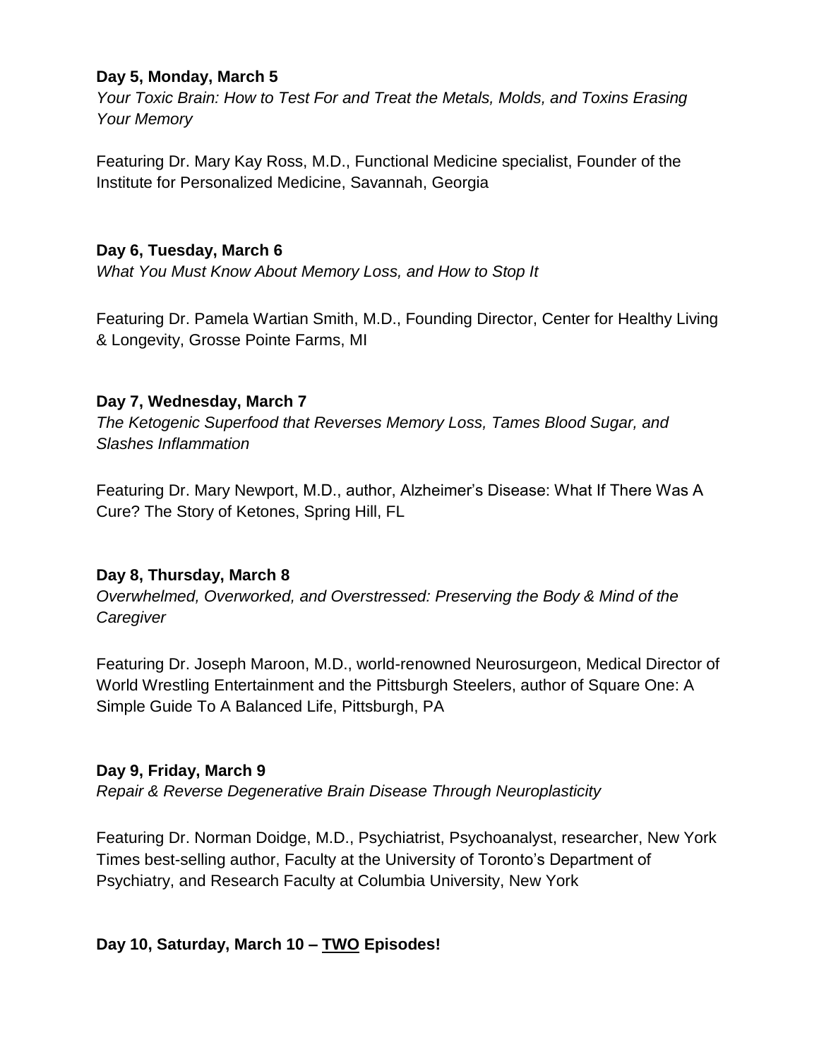**Day 5, Monday, March 5**

*Your Toxic Brain: How to Test For and Treat the Metals, Molds, and Toxins Erasing Your Memory*

Featuring Dr. Mary Kay Ross, M.D., Functional Medicine specialist, Founder of the Institute for Personalized Medicine, Savannah, Georgia

**Day 6, Tuesday, March 6**

*What You Must Know About Memory Loss, and How to Stop It*

Featuring Dr. Pamela Wartian Smith, M.D., Founding Director, Center for Healthy Living & Longevity, Grosse Pointe Farms, MI

**Day 7, Wednesday, March 7**

*The Ketogenic Superfood that Reverses Memory Loss, Tames Blood Sugar, and Slashes Inflammation*

Featuring Dr. Mary Newport, M.D., author, Alzheimer's Disease: What If There Was A Cure? The Story of Ketones, Spring Hill, FL

**Day 8, Thursday, March 8**

*Overwhelmed, Overworked, and Overstressed: Preserving the Body & Mind of the Caregiver*

Featuring Dr. Joseph Maroon, M.D., world-renowned Neurosurgeon, Medical Director of World Wrestling Entertainment and the Pittsburgh Steelers, author of Square One: A Simple Guide To A Balanced Life, Pittsburgh, PA

**Day 9, Friday, March 9**

*Repair & Reverse Degenerative Brain Disease Through Neuroplasticity*

Featuring Dr. Norman Doidge, M.D., Psychiatrist, Psychoanalyst, researcher, New York Times best-selling author, Faculty at the University of Toronto's Department of Psychiatry, and Research Faculty at Columbia University, New York

**Day 10, Saturday, March 10 – <u>TWO</u> Episodes!**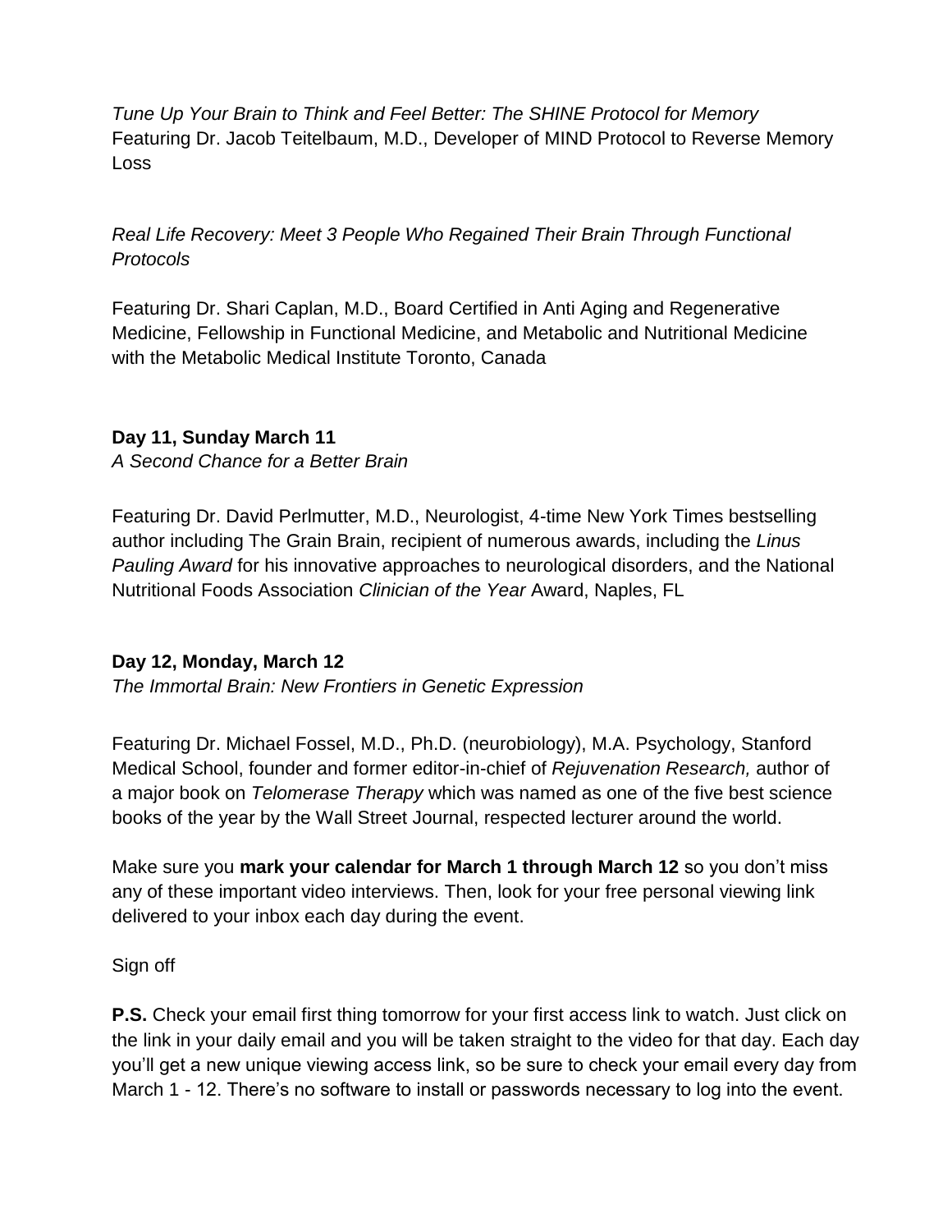*Tune Up Your Brain to Think and Feel Better: The SHINE Protocol for Memory*
Featuring Dr. Jacob Teitelbaum, M.D., Developer of MIND Protocol to Reverse Memory Loss

*Real Life Recovery: Meet 3 People Who Regained Their Brain Through Functional Protocols*

Featuring Dr. Shari Caplan, M.D., Board Certified in Anti Aging and Regenerative Medicine, Fellowship in Functional Medicine, and Metabolic and Nutritional Medicine with the Metabolic Medical Institute Toronto, Canada

**Day 11, Sunday March 11**
*A Second Chance for a Better Brain*

Featuring Dr. David Perlmutter, M.D., Neurologist, 4-time New York Times bestselling author including The Grain Brain, recipient of numerous awards, including the *Linus Pauling Award* for his innovative approaches to neurological disorders, and the National Nutritional Foods Association *Clinician of the Year* Award, Naples, FL

**Day 12, Monday, March 12**
*The Immortal Brain: New Frontiers in Genetic Expression*

Featuring Dr. Michael Fossel, M.D., Ph.D. (neurobiology), M.A. Psychology, Stanford Medical School, founder and former editor-in-chief of *Rejuvenation Research,* author of a major book on *Telomerase Therapy* which was named as one of the five best science books of the year by the Wall Street Journal, respected lecturer around the world.

Make sure you **mark your calendar for March 1 through March 12** so you don't miss any of these important video interviews. Then, look for your free personal viewing link delivered to your inbox each day during the event.

Sign off

**P.S.** Check your email first thing tomorrow for your first access link to watch. Just click on the link in your daily email and you will be taken straight to the video for that day. Each day you'll get a new unique viewing access link, so be sure to check your email every day from March 1 - 12. There's no software to install or passwords necessary to log into the event.